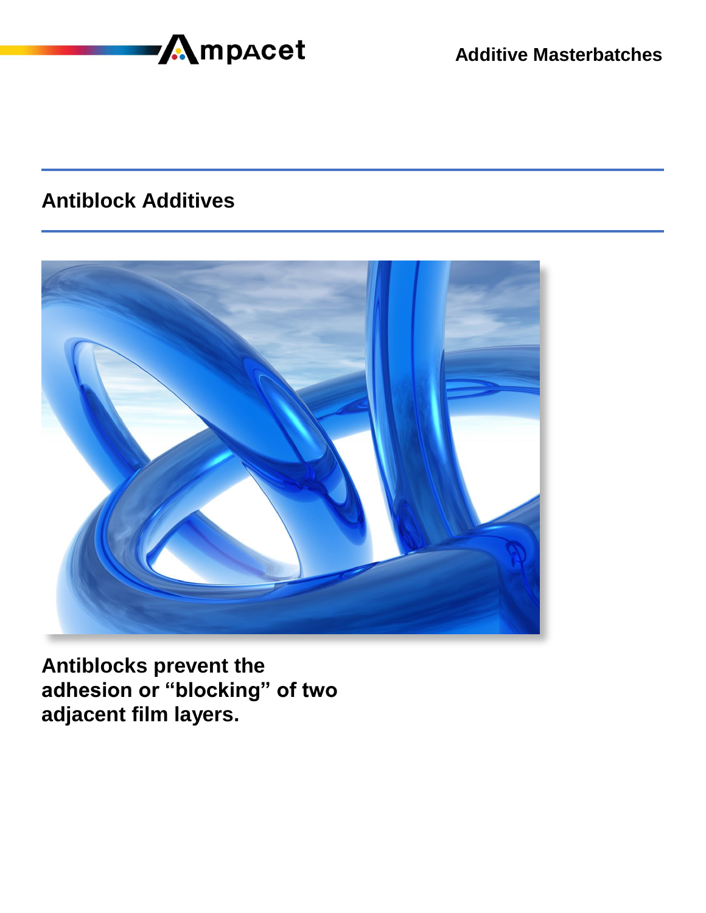Ampacet

Additive Masterbatches

# Antiblock Additives

**Antiblocks prevent the adhesion or “blocking” of two adjacent film layers.**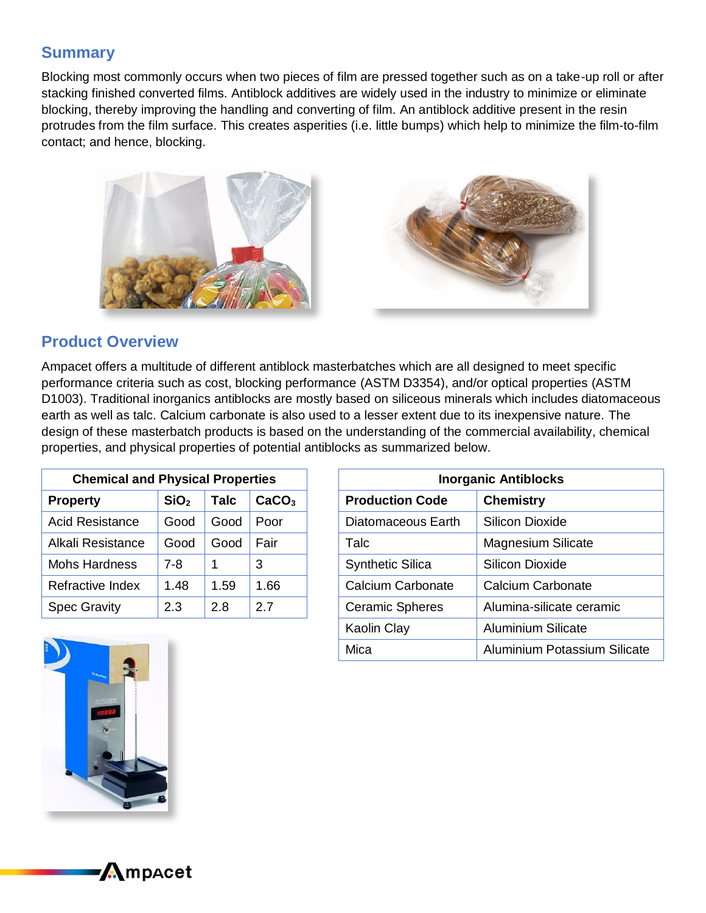## Summary

Blocking most commonly occurs when two pieces of film are pressed together such as on a take-up roll or after stacking finished converted films. Antiblock additives are widely used in the industry to minimize or eliminate blocking, thereby improving the handling and converting of film. An antiblock additive present in the resin protrudes from the film surface. This creates asperities (i.e. little bumps) which help to minimize the film-to-film contact; and hence, blocking.

## Product Overview

Ampacet offers a multitude of different antiblock masterbatches which are all designed to meet specific performance criteria such as cost, blocking performance (ASTM D3354), and/or optical properties (ASTM D1003). Traditional inorganics antiblocks are mostly based on siliceous minerals which includes diatomaceous earth as well as talc. Calcium carbonate is also used to a lesser extent due to its inexpensive nature. The design of these masterbatch products is based on the understanding of the commercial availability, chemical properties, and physical properties of potential antiblocks as summarized below.

| Chemical and Physical Properties | | | |
|---|---|---|---|
| **Property** | **$SiO_2$** | **Talc** | **$CaCO_3$** |
| Acid Resistance | Good | Good | Poor |
| Alkali Resistance | Good | Good | Fair |
| Mohs Hardness | 7-8 | 1 | 3 |
| Refractive Index | 1.48 | 1.59 | 1.66 |
| Spec Gravity | 2.3 | 2.8 | 2.7 |

| Inorganic Antiblocks | |
|---|---|
| **Production Code** | **Chemistry** |
| Diatomaceous Earth | Silicon Dioxide |
| Talc | Magnesium Silicate |
| Synthetic Silica | Silicon Dioxide |
| Calcium Carbonate | Calcium Carbonate |
| Ceramic Spheres | Alumina-silicate ceramic |
| Kaolin Clay | Aluminium Silicate |
| Mica | Aluminium Potassium Silicate |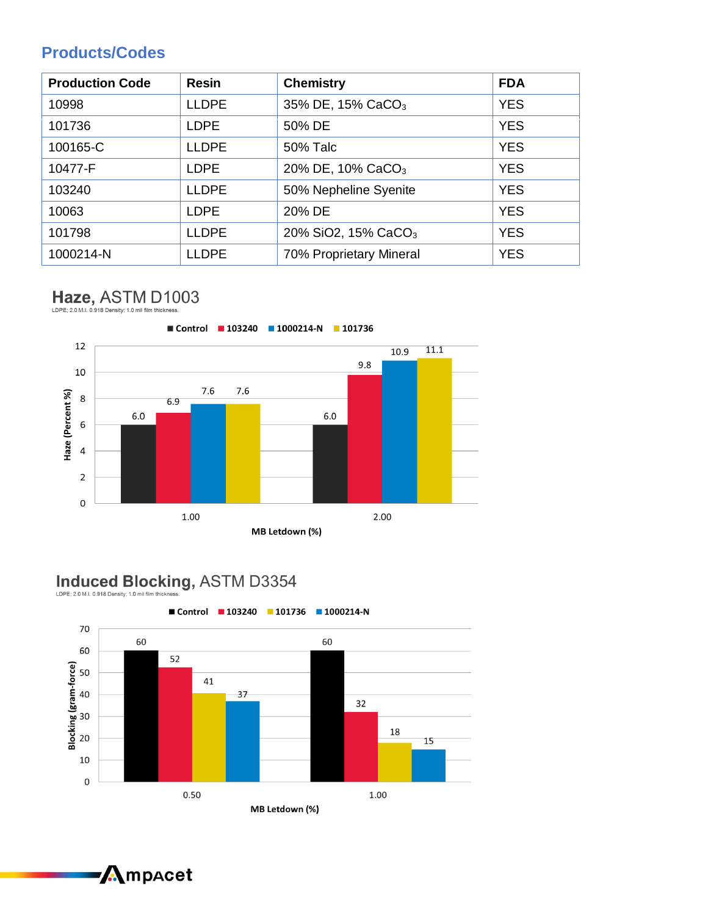## Products/Codes

| Production Code | Resin | Chemistry | FDA |
|---|---|---|---|
| 10998 | LLDPE | 35% DE, 15% $CaCO_3$ | YES |
| 101736 | LDPE | 50% DE | YES |
| 100165-C | LLDPE | 50% Talc | YES |
| 10477-F | LDPE | 20% DE, 10% $CaCO_3$ | YES |
| 103240 | LLDPE | 50% Nepheline Syenite | YES |
| 10063 | LDPE | 20% DE | YES |
| 101798 | LLDPE | 20% SiO2, 15% $CaCO_3$ | YES |
| 1000214-N | LLDPE | 70% Proprietary Mineral | YES |

### **Haze,** ASTM D1003

LDPE; 2.0 M.I. 0.918 Density; 1.0 mil film thickness.

Haze (Percent %) by MB Letdown (%):

| MB Letdown (%) | Control | 103240 | 1000214-N | 101736 |
|---|---|---|---|---|
| 1.00 | 6.0 | 6.9 | 7.6 | 7.6 |
| 2.00 | 6.0 | 9.8 | 10.9 | 11.1 |

### **Induced Blocking,** ASTM D3354

LDPE; 2.0 M.I. 0.918 Density; 1.0 mil film thickness.

Blocking (gram-force) by MB Letdown (%):

| MB Letdown (%) | Control | 103240 | 101736 | 1000214-N |
|---|---|---|---|---|
| 0.50 | 60 | 52 | 41 | 37 |
| 1.00 | 60 | 32 | 18 | 15 |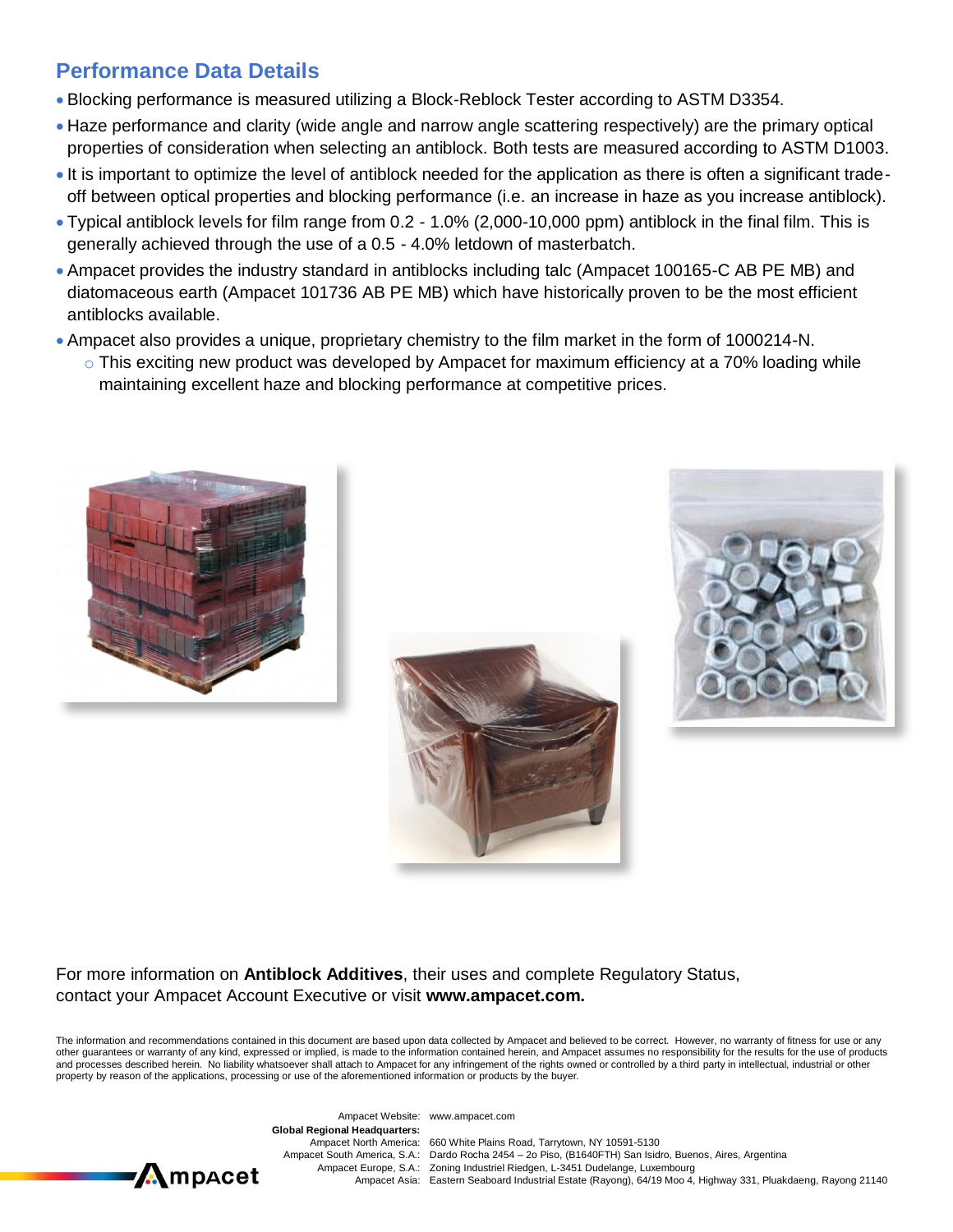## Performance Data Details

- Blocking performance is measured utilizing a Block-Reblock Tester according to ASTM D3354.
- Haze performance and clarity (wide angle and narrow angle scattering respectively) are the primary optical properties of consideration when selecting an antiblock. Both tests are measured according to ASTM D1003.
- It is important to optimize the level of antiblock needed for the application as there is often a significant trade-off between optical properties and blocking performance (i.e. an increase in haze as you increase antiblock).
- Typical antiblock levels for film range from 0.2 - 1.0% (2,000-10,000 ppm) antiblock in the final film. This is generally achieved through the use of a 0.5 - 4.0% letdown of masterbatch.
- Ampacet provides the industry standard in antiblocks including talc (Ampacet 100165-C AB PE MB) and diatomaceous earth (Ampacet 101736 AB PE MB) which have historically proven to be the most efficient antiblocks available.
- Ampacet also provides a unique, proprietary chemistry to the film market in the form of 1000214-N.
  - This exciting new product was developed by Ampacet for maximum efficiency at a 70% loading while maintaining excellent haze and blocking performance at competitive prices.

For more information on **Antiblock Additives**, their uses and complete Regulatory Status, contact your Ampacet Account Executive or visit **www.ampacet.com.**

The information and recommendations contained in this document are based upon data collected by Ampacet and believed to be correct. However, no warranty of fitness for use or any other guarantees or warranty of any kind, expressed or implied, is made to the information contained herein, and Ampacet assumes no responsibility for the results for the use of products and processes described herein. No liability whatsoever shall attach to Ampacet for any infringement of the rights owned or controlled by a third party in intellectual, industrial or other property by reason of the applications, processing or use of the aforementioned information or products by the buyer.

Ampacet

Ampacet Website: www.ampacet.com

**Global Regional Headquarters:**

Ampacet North America: 660 White Plains Road, Tarrytown, NY 10591-5130

Ampacet South America, S.A.: Dardo Rocha 2454 – 2o Piso, (B1640FTH) San Isidro, Buenos, Aires, Argentina

Ampacet Europe, S.A.: Zoning Industriel Riedgen, L-3451 Dudelange, Luxembourg

Ampacet Asia: Eastern Seaboard Industrial Estate (Rayong), 64/19 Moo 4, Highway 331, Pluakdaeng, Rayong 21140